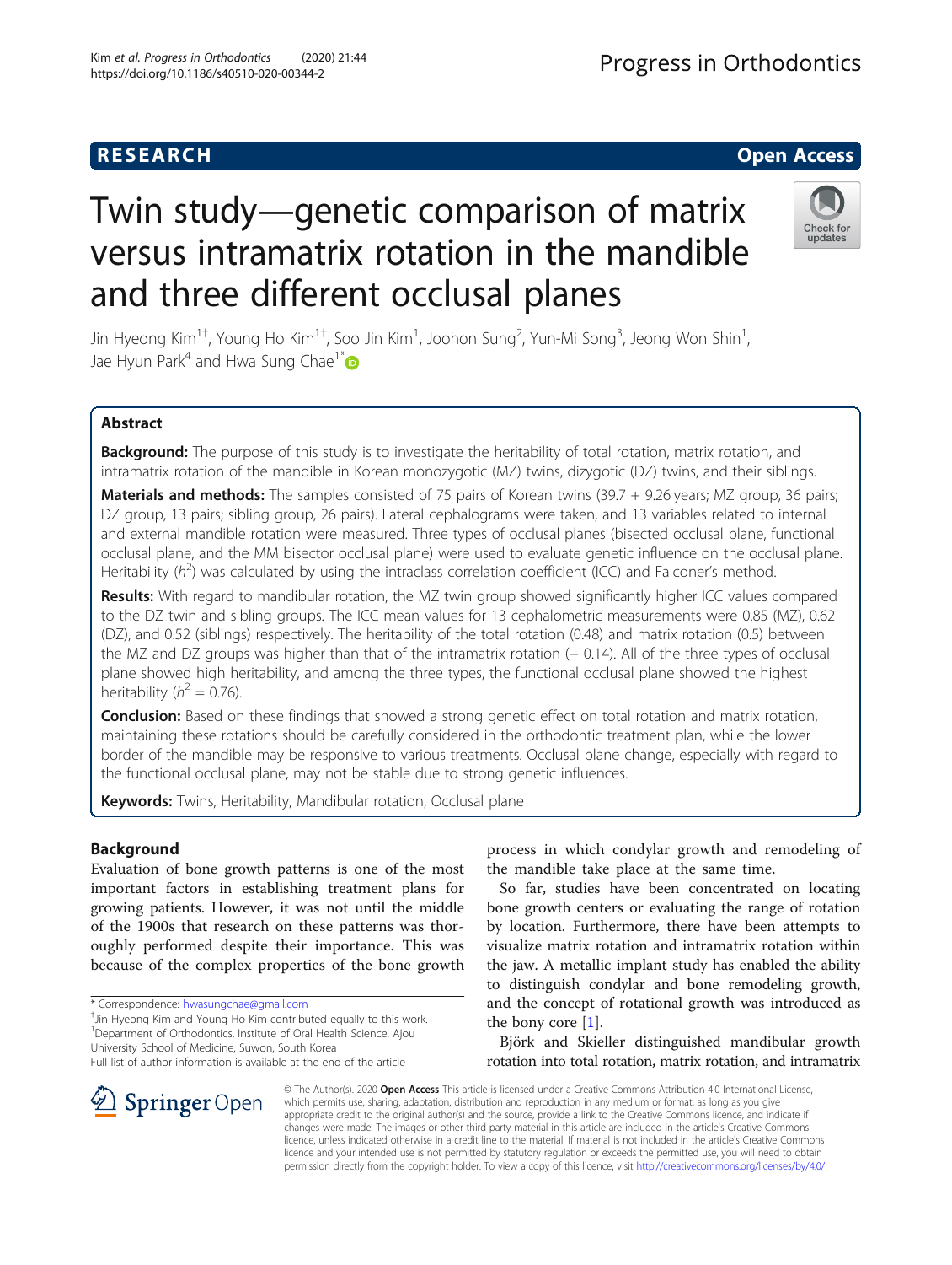RESEARCH | Open Access

# Twin study—genetic comparison of matrix versus intramatrix rotation in the mandible and three different occlusal planes

Jin Hyeong Kim[1†], Young Ho Kim[1†], Soo Jin Kim[1], Joohon Sung[2], Yun-Mi Song[3], Jeong Won Shin[1], Jae Hyun Park[4] and Hwa Sung Chae[1*]

## Abstract

**Background:** The purpose of this study is to investigate the heritability of total rotation, matrix rotation, and intramatrix rotation of the mandible in Korean monozygotic (MZ) twins, dizygotic (DZ) twins, and their siblings.

**Materials and methods:** The samples consisted of 75 pairs of Korean twins (39.7 + 9.26 years; MZ group, 36 pairs; DZ group, 13 pairs; sibling group, 26 pairs). Lateral cephalograms were taken, and 13 variables related to internal and external mandible rotation were measured. Three types of occlusal planes (bisected occlusal plane, functional occlusal plane, and the MM bisector occlusal plane) were used to evaluate genetic influence on the occlusal plane. Heritability ($h^2$) was calculated by using the intraclass correlation coefficient (ICC) and Falconer's method.

**Results:** With regard to mandibular rotation, the MZ twin group showed significantly higher ICC values compared to the DZ twin and sibling groups. The ICC mean values for 13 cephalometric measurements were 0.85 (MZ), 0.62 (DZ), and 0.52 (siblings) respectively. The heritability of the total rotation (0.48) and matrix rotation (0.5) between the MZ and DZ groups was higher than that of the intramatrix rotation (− 0.14). All of the three types of occlusal plane showed high heritability, and among the three types, the functional occlusal plane showed the highest heritability ($h^2$ = 0.76).

**Conclusion:** Based on these findings that showed a strong genetic effect on total rotation and matrix rotation, maintaining these rotations should be carefully considered in the orthodontic treatment plan, while the lower border of the mandible may be responsive to various treatments. Occlusal plane change, especially with regard to the functional occlusal plane, may not be stable due to strong genetic influences.

**Keywords:** Twins, Heritability, Mandibular rotation, Occlusal plane

## Background

Evaluation of bone growth patterns is one of the most important factors in establishing treatment plans for growing patients. However, it was not until the middle of the 1900s that research on these patterns was thoroughly performed despite their importance. This was because of the complex properties of the bone growth process in which condylar growth and remodeling of the mandible take place at the same time.

So far, studies have been concentrated on locating bone growth centers or evaluating the range of rotation by location. Furthermore, there have been attempts to visualize matrix rotation and intramatrix rotation within the jaw. A metallic implant study has enabled the ability to distinguish condylar and bone remodeling growth, and the concept of rotational growth was introduced as the bony core [1].

Björk and Skieller distinguished mandibular growth rotation into total rotation, matrix rotation, and intramatrix

\* Correspondence: hwasungchae@gmail.com
†Jin Hyeong Kim and Young Ho Kim contributed equally to this work.
[1]Department of Orthodontics, Institute of Oral Health Science, Ajou University School of Medicine, Suwon, South Korea
Full list of author information is available at the end of the article

© The Author(s). 2020 **Open Access** This article is licensed under a Creative Commons Attribution 4.0 International License, which permits use, sharing, adaptation, distribution and reproduction in any medium or format, as long as you give appropriate credit to the original author(s) and the source, provide a link to the Creative Commons licence, and indicate if changes were made. The images or other third party material in this article are included in the article's Creative Commons licence, unless indicated otherwise in a credit line to the material. If material is not included in the article's Creative Commons licence and your intended use is not permitted by statutory regulation or exceeds the permitted use, you will need to obtain permission directly from the copyright holder. To view a copy of this licence, visit http://creativecommons.org/licenses/by/4.0/.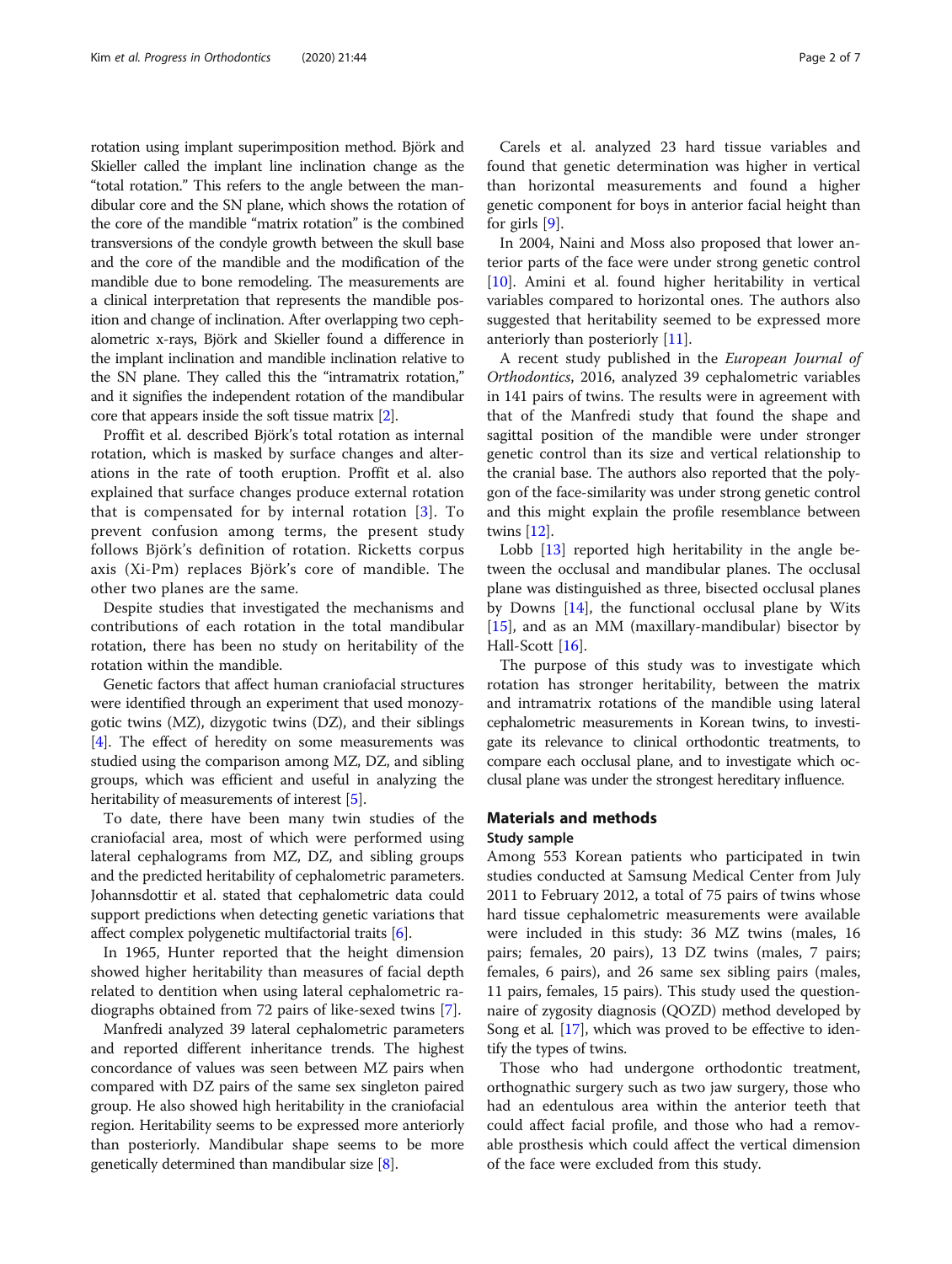rotation using implant superimposition method. Björk and Skieller called the implant line inclination change as the "total rotation." This refers to the angle between the mandibular core and the SN plane, which shows the rotation of the core of the mandible "matrix rotation" is the combined transversions of the condyle growth between the skull base and the core of the mandible and the modification of the mandible due to bone remodeling. The measurements are a clinical interpretation that represents the mandible position and change of inclination. After overlapping two cephalometric x-rays, Björk and Skieller found a difference in the implant inclination and mandible inclination relative to the SN plane. They called this the "intramatrix rotation," and it signifies the independent rotation of the mandibular core that appears inside the soft tissue matrix [2].

Proffit et al. described Björk's total rotation as internal rotation, which is masked by surface changes and alterations in the rate of tooth eruption. Proffit et al. also explained that surface changes produce external rotation that is compensated for by internal rotation [3]. To prevent confusion among terms, the present study follows Björk's definition of rotation. Ricketts corpus axis (Xi-Pm) replaces Björk's core of mandible. The other two planes are the same.

Despite studies that investigated the mechanisms and contributions of each rotation in the total mandibular rotation, there has been no study on heritability of the rotation within the mandible.

Genetic factors that affect human craniofacial structures were identified through an experiment that used monozygotic twins (MZ), dizygotic twins (DZ), and their siblings [4]. The effect of heredity on some measurements was studied using the comparison among MZ, DZ, and sibling groups, which was efficient and useful in analyzing the heritability of measurements of interest [5].

To date, there have been many twin studies of the craniofacial area, most of which were performed using lateral cephalograms from MZ, DZ, and sibling groups and the predicted heritability of cephalometric parameters. Johannsdottir et al. stated that cephalometric data could support predictions when detecting genetic variations that affect complex polygenetic multifactorial traits [6].

In 1965, Hunter reported that the height dimension showed higher heritability than measures of facial depth related to dentition when using lateral cephalometric radiographs obtained from 72 pairs of like-sexed twins [7].

Manfredi analyzed 39 lateral cephalometric parameters and reported different inheritance trends. The highest concordance of values was seen between MZ pairs when compared with DZ pairs of the same sex singleton paired group. He also showed high heritability in the craniofacial region. Heritability seems to be expressed more anteriorly than posteriorly. Mandibular shape seems to be more genetically determined than mandibular size [8].

Carels et al. analyzed 23 hard tissue variables and found that genetic determination was higher in vertical than horizontal measurements and found a higher genetic component for boys in anterior facial height than for girls [9].

In 2004, Naini and Moss also proposed that lower anterior parts of the face were under strong genetic control [10]. Amini et al. found higher heritability in vertical variables compared to horizontal ones. The authors also suggested that heritability seemed to be expressed more anteriorly than posteriorly [11].

A recent study published in the *European Journal of Orthodontics*, 2016, analyzed 39 cephalometric variables in 141 pairs of twins. The results were in agreement with that of the Manfredi study that found the shape and sagittal position of the mandible were under stronger genetic control than its size and vertical relationship to the cranial base. The authors also reported that the polygon of the face-similarity was under strong genetic control and this might explain the profile resemblance between twins [12].

Lobb [13] reported high heritability in the angle between the occlusal and mandibular planes. The occlusal plane was distinguished as three, bisected occlusal planes by Downs [14], the functional occlusal plane by Wits [15], and as an MM (maxillary-mandibular) bisector by Hall-Scott [16].

The purpose of this study was to investigate which rotation has stronger heritability, between the matrix and intramatrix rotations of the mandible using lateral cephalometric measurements in Korean twins, to investigate its relevance to clinical orthodontic treatments, to compare each occlusal plane, and to investigate which occlusal plane was under the strongest hereditary influence.

## Materials and methods

### Study sample

Among 553 Korean patients who participated in twin studies conducted at Samsung Medical Center from July 2011 to February 2012, a total of 75 pairs of twins whose hard tissue cephalometric measurements were available were included in this study: 36 MZ twins (males, 16 pairs; females, 20 pairs), 13 DZ twins (males, 7 pairs; females, 6 pairs), and 26 same sex sibling pairs (males, 11 pairs, females, 15 pairs). This study used the questionnaire of zygosity diagnosis (QOZD) method developed by Song et al. [17], which was proved to be effective to identify the types of twins.

Those who had undergone orthodontic treatment, orthognathic surgery such as two jaw surgery, those who had an edentulous area within the anterior teeth that could affect facial profile, and those who had a removable prosthesis which could affect the vertical dimension of the face were excluded from this study.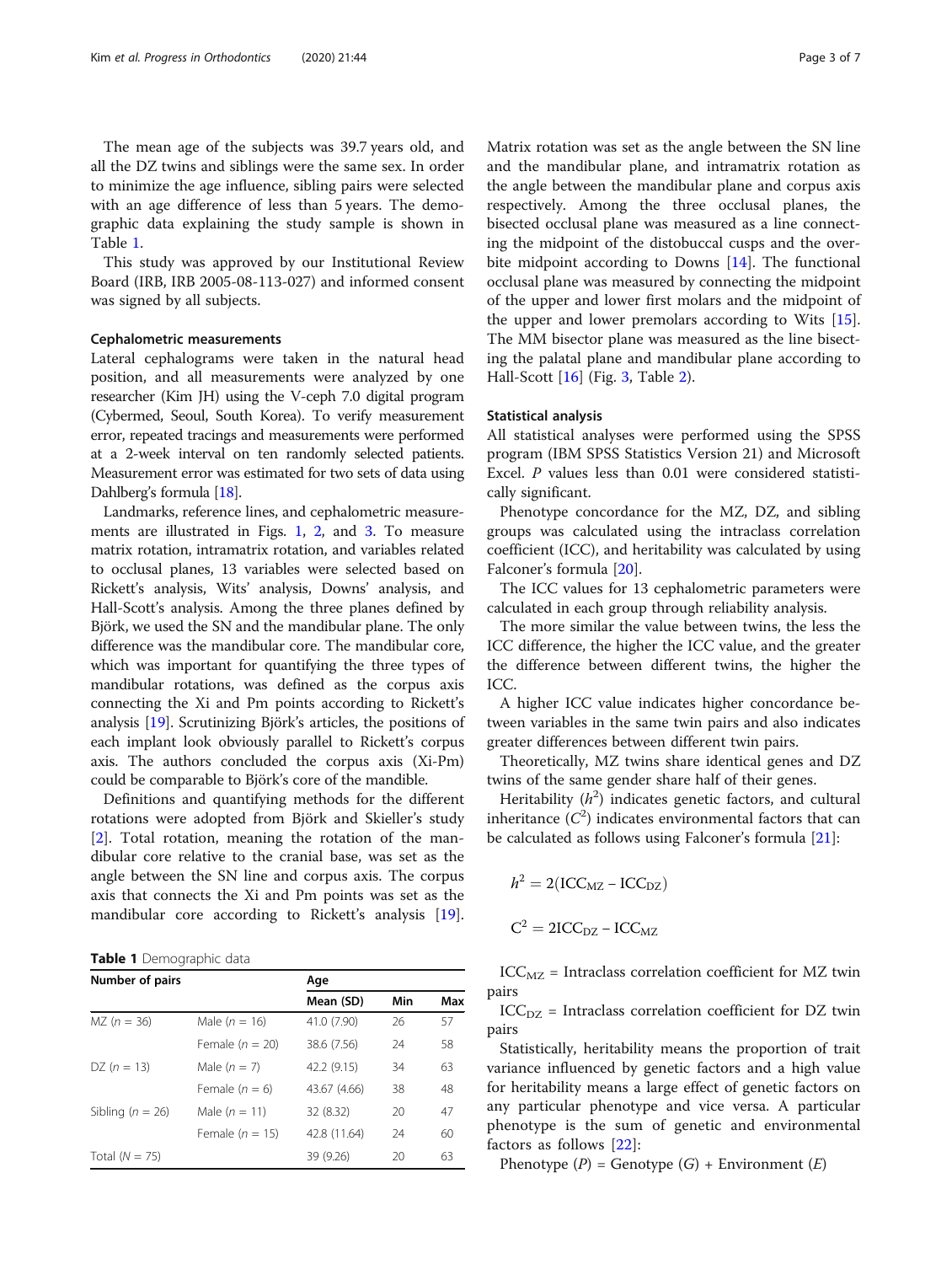The mean age of the subjects was 39.7 years old, and all the DZ twins and siblings were the same sex. In order to minimize the age influence, sibling pairs were selected with an age difference of less than 5 years. The demographic data explaining the study sample is shown in Table 1.

This study was approved by our Institutional Review Board (IRB, IRB 2005-08-113-027) and informed consent was signed by all subjects.

### Cephalometric measurements

Lateral cephalograms were taken in the natural head position, and all measurements were analyzed by one researcher (Kim JH) using the V-ceph 7.0 digital program (Cybermed, Seoul, South Korea). To verify measurement error, repeated tracings and measurements were performed at a 2-week interval on ten randomly selected patients. Measurement error was estimated for two sets of data using Dahlberg's formula [18].

Landmarks, reference lines, and cephalometric measurements are illustrated in Figs. 1, 2, and 3. To measure matrix rotation, intramatrix rotation, and variables related to occlusal planes, 13 variables were selected based on Rickett's analysis, Wits' analysis, Downs' analysis, and Hall-Scott's analysis. Among the three planes defined by Björk, we used the SN and the mandibular plane. The only difference was the mandibular core. The mandibular core, which was important for quantifying the three types of mandibular rotations, was defined as the corpus axis connecting the Xi and Pm points according to Rickett's analysis [19]. Scrutinizing Björk's articles, the positions of each implant look obviously parallel to Rickett's corpus axis. The authors concluded the corpus axis (Xi-Pm) could be comparable to Björk's core of the mandible.

Definitions and quantifying methods for the different rotations were adopted from Björk and Skieller's study [2]. Total rotation, meaning the rotation of the mandibular core relative to the cranial base, was set as the angle between the SN line and corpus axis. The corpus axis that connects the Xi and Pm points was set as the mandibular core according to Rickett's analysis [19]. Matrix rotation was set as the angle between the SN line and the mandibular plane, and intramatrix rotation as the angle between the mandibular plane and corpus axis respectively. Among the three occlusal planes, the bisected occlusal plane was measured as a line connecting the midpoint of the distobuccal cusps and the overbite midpoint according to Downs [14]. The functional occlusal plane was measured by connecting the midpoint of the upper and lower first molars and the midpoint of the upper and lower premolars according to Wits [15]. The MM bisector plane was measured as the line bisecting the palatal plane and mandibular plane according to Hall-Scott [16] (Fig. 3, Table 2).

**Table 1** Demographic data

| Number of pairs | | Age | | |
|---|---|---|---|---|
| | | Mean (SD) | Min | Max |
| MZ ($n$ = 36) | Male ($n$ = 16) | 41.0 (7.90) | 26 | 57 |
| | Female ($n$ = 20) | 38.6 (7.56) | 24 | 58 |
| DZ ($n$ = 13) | Male ($n$ = 7) | 42.2 (9.15) | 34 | 63 |
| | Female ($n$ = 6) | 43.67 (4.66) | 38 | 48 |
| Sibling ($n$ = 26) | Male ($n$ = 11) | 32 (8.32) | 20 | 47 |
| | Female ($n$ = 15) | 42.8 (11.64) | 24 | 60 |
| Total ($N$ = 75) | | 39 (9.26) | 20 | 63 |

### Statistical analysis

All statistical analyses were performed using the SPSS program (IBM SPSS Statistics Version 21) and Microsoft Excel. $P$ values less than 0.01 were considered statistically significant.

Phenotype concordance for the MZ, DZ, and sibling groups was calculated using the intraclass correlation coefficient (ICC), and heritability was calculated by using Falconer's formula [20].

The ICC values for 13 cephalometric parameters were calculated in each group through reliability analysis.

The more similar the value between twins, the less the ICC difference, the higher the ICC value, and the greater the difference between different twins, the higher the ICC.

A higher ICC value indicates higher concordance between variables in the same twin pairs and also indicates greater differences between different twin pairs.

Theoretically, MZ twins share identical genes and DZ twins of the same gender share half of their genes.

Heritability ($h^2$) indicates genetic factors, and cultural inheritance ($C^2$) indicates environmental factors that can be calculated as follows using Falconer's formula [21]:

$$h^2 = 2(\mathrm{ICC}_{\mathrm{MZ}} - \mathrm{ICC}_{\mathrm{DZ}})$$

$$C^2 = 2\mathrm{ICC}_{\mathrm{DZ}} - \mathrm{ICC}_{\mathrm{MZ}}$$

$\mathrm{ICC}_{\mathrm{MZ}}$ = Intraclass correlation coefficient for MZ twin pairs

$\mathrm{ICC}_{\mathrm{DZ}}$ = Intraclass correlation coefficient for DZ twin pairs

Statistically, heritability means the proportion of trait variance influenced by genetic factors and a high value for heritability means a large effect of genetic factors on any particular phenotype and vice versa. A particular phenotype is the sum of genetic and environmental factors as follows [22]:

Phenotype ($P$) = Genotype ($G$) + Environment ($E$)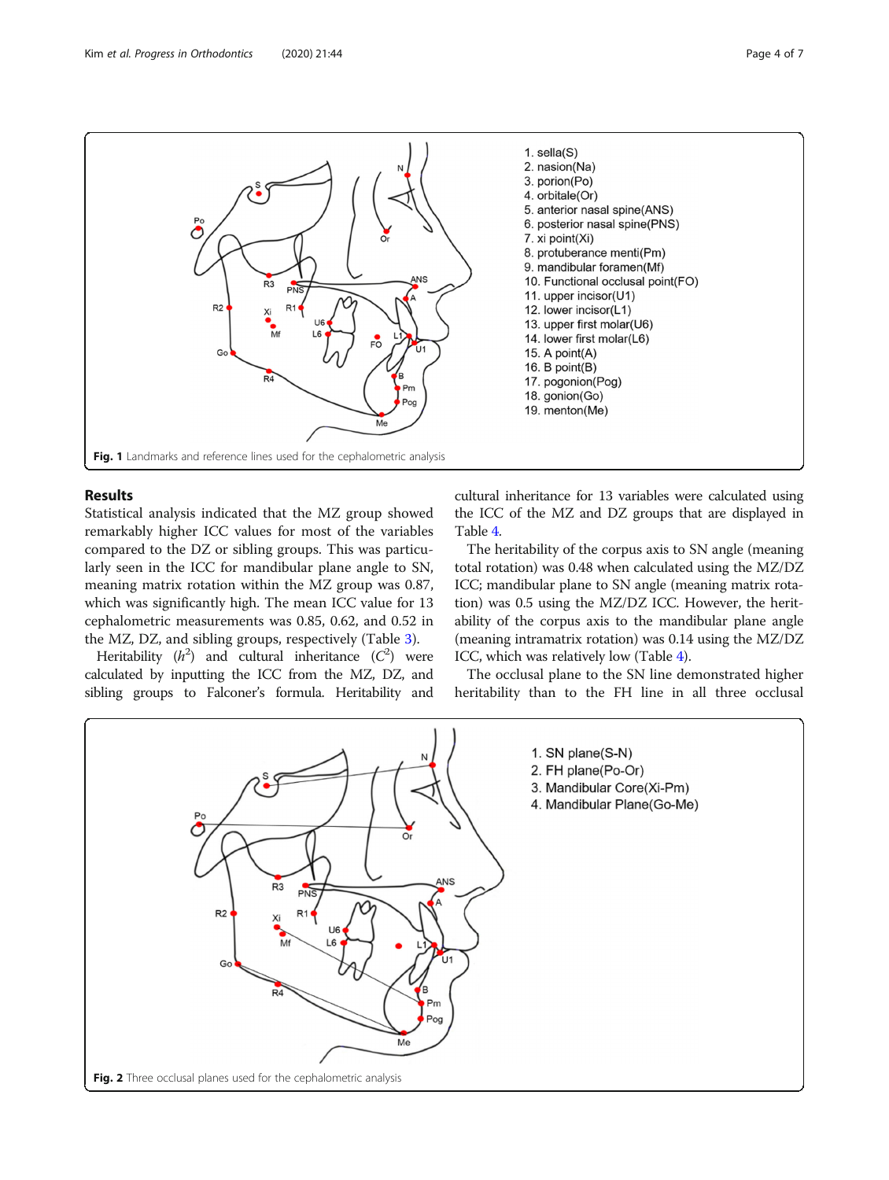1. sella(S)
2. nasion(Na)
3. porion(Po)
4. orbitale(Or)
5. anterior nasal spine(ANS)
6. posterior nasal spine(PNS)
7. xi point(Xi)
8. protuberance menti(Pm)
9. mandibular foramen(Mf)
10. Functional occlusal point(FO)
11. upper incisor(U1)
12. lower incisor(L1)
13. upper first molar(U6)
14. lower first molar(L6)
15. A point(A)
16. B point(B)
17. pogonion(Pog)
18. gonion(Go)
19. menton(Me)

**Fig. 1** Landmarks and reference lines used for the cephalometric analysis

## Results

Statistical analysis indicated that the MZ group showed remarkably higher ICC values for most of the variables compared to the DZ or sibling groups. This was particularly seen in the ICC for mandibular plane angle to SN, meaning matrix rotation within the MZ group was 0.87, which was significantly high. The mean ICC value for 13 cephalometric measurements was 0.85, 0.62, and 0.52 in the MZ, DZ, and sibling groups, respectively (Table 3).

Heritability ($h^2$) and cultural inheritance ($C^2$) were calculated by inputting the ICC from the MZ, DZ, and sibling groups to Falconer's formula. Heritability and cultural inheritance for 13 variables were calculated using the ICC of the MZ and DZ groups that are displayed in Table 4.

The heritability of the corpus axis to SN angle (meaning total rotation) was 0.48 when calculated using the MZ/DZ ICC; mandibular plane to SN angle (meaning matrix rotation) was 0.5 using the MZ/DZ ICC. However, the heritability of the corpus axis to the mandibular plane angle (meaning intramatrix rotation) was 0.14 using the MZ/DZ ICC, which was relatively low (Table 4).

The occlusal plane to the SN line demonstrated higher heritability than to the FH line in all three occlusal

1. SN plane(S-N)
2. FH plane(Po-Or)
3. Mandibular Core(Xi-Pm)
4. Mandibular Plane(Go-Me)

**Fig. 2** Three occlusal planes used for the cephalometric analysis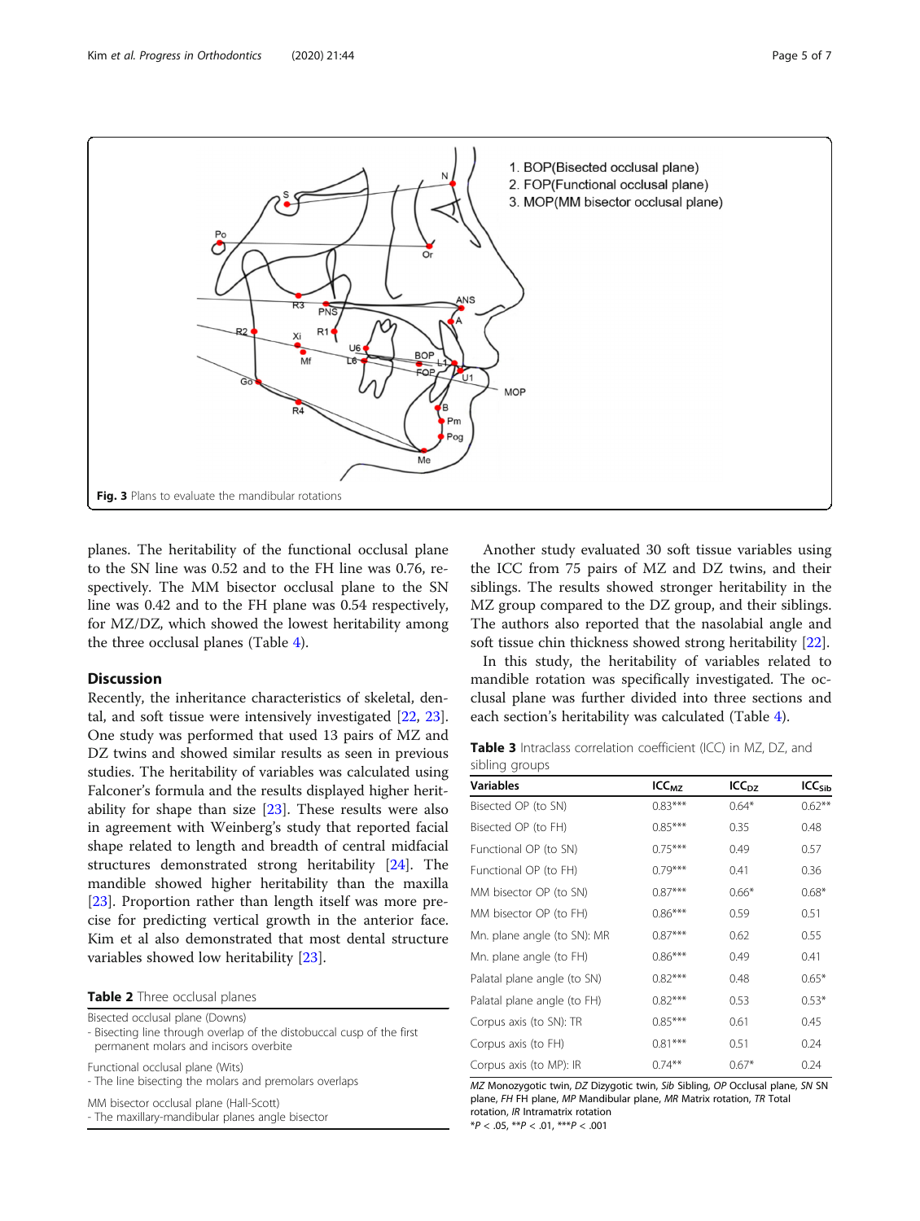Fig. 3 Plans to evaluate the mandibular rotations

planes. The heritability of the functional occlusal plane to the SN line was 0.52 and to the FH line was 0.76, respectively. The MM bisector occlusal plane to the SN line was 0.42 and to the FH plane was 0.54 respectively, for MZ/DZ, which showed the lowest heritability among the three occlusal planes (Table 4).

## Discussion

Recently, the inheritance characteristics of skeletal, dental, and soft tissue were intensively investigated [22, 23]. One study was performed that used 13 pairs of MZ and DZ twins and showed similar results as seen in previous studies. The heritability of variables was calculated using Falconer's formula and the results displayed higher heritability for shape than size [23]. These results were also in agreement with Weinberg's study that reported facial shape related to length and breadth of central midfacial structures demonstrated strong heritability [24]. The mandible showed higher heritability than the maxilla [23]. Proportion rather than length itself was more precise for predicting vertical growth in the anterior face. Kim et al also demonstrated that most dental structure variables showed low heritability [23].

**Table 2** Three occlusal planes

| |
|---|
| Bisected occlusal plane (Downs)<br>- Bisecting line through overlap of the distobuccal cusp of the first permanent molars and incisors overbite |
| Functional occlusal plane (Wits)<br>- The line bisecting the molars and premolars overlaps |
| MM bisector occlusal plane (Hall-Scott)<br>- The maxillary-mandibular planes angle bisector |

Another study evaluated 30 soft tissue variables using the ICC from 75 pairs of MZ and DZ twins, and their siblings. The results showed stronger heritability in the MZ group compared to the DZ group, and their siblings. The authors also reported that the nasolabial angle and soft tissue chin thickness showed strong heritability [22].

In this study, the heritability of variables related to mandible rotation was specifically investigated. The occlusal plane was further divided into three sections and each section's heritability was calculated (Table 4).

**Table 3** Intraclass correlation coefficient (ICC) in MZ, DZ, and sibling groups

| Variables | $ICC_{MZ}$ | $ICC_{DZ}$ | $ICC_{Sib}$ |
|---|---|---|---|
| Bisected OP (to SN) | 0.83*** | 0.64* | 0.62** |
| Bisected OP (to FH) | 0.85*** | 0.35 | 0.48 |
| Functional OP (to SN) | 0.75*** | 0.49 | 0.57 |
| Functional OP (to FH) | 0.79*** | 0.41 | 0.36 |
| MM bisector OP (to SN) | 0.87*** | 0.66* | 0.68* |
| MM bisector OP (to FH) | 0.86*** | 0.59 | 0.51 |
| Mn. plane angle (to SN): MR | 0.87*** | 0.62 | 0.55 |
| Mn. plane angle (to FH) | 0.86*** | 0.49 | 0.41 |
| Palatal plane angle (to SN) | 0.82*** | 0.48 | 0.65* |
| Palatal plane angle (to FH) | 0.82*** | 0.53 | 0.53* |
| Corpus axis (to SN): TR | 0.85*** | 0.61 | 0.45 |
| Corpus axis (to FH) | 0.81*** | 0.51 | 0.24 |
| Corpus axis (to MP): IR | 0.74** | 0.67* | 0.24 |

*MZ* Monozygotic twin, *DZ* Dizygotic twin, *Sib* Sibling, *OP* Occlusal plane, *SN* SN plane, *FH* FH plane, *MP* Mandibular plane, *MR* Matrix rotation, *TR* Total rotation, *IR* Intramatrix rotation
*$P < .05$, **$P < .01$, ***$P < .001$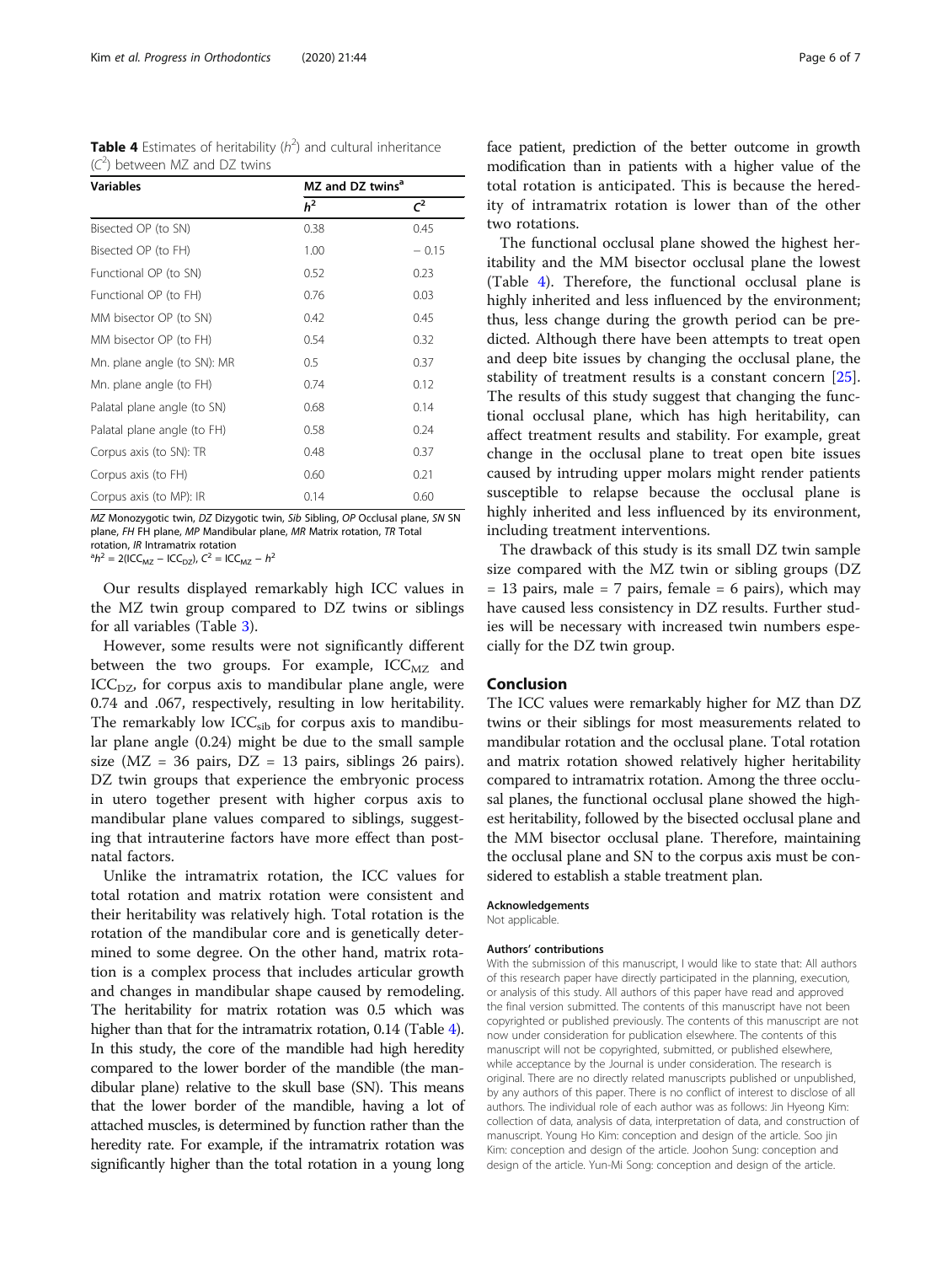**Table 4** Estimates of heritability ($h^2$) and cultural inheritance ($C^2$) between MZ and DZ twins

| Variables | MZ and DZ twins[a] | |
|---|---|---|
| | $h^2$ | $C^2$ |
| Bisected OP (to SN) | 0.38 | 0.45 |
| Bisected OP (to FH) | 1.00 | − 0.15 |
| Functional OP (to SN) | 0.52 | 0.23 |
| Functional OP (to FH) | 0.76 | 0.03 |
| MM bisector OP (to SN) | 0.42 | 0.45 |
| MM bisector OP (to FH) | 0.54 | 0.32 |
| Mn. plane angle (to SN): MR | 0.5 | 0.37 |
| Mn. plane angle (to FH) | 0.74 | 0.12 |
| Palatal plane angle (to SN) | 0.68 | 0.14 |
| Palatal plane angle (to FH) | 0.58 | 0.24 |
| Corpus axis (to SN): TR | 0.48 | 0.37 |
| Corpus axis (to FH) | 0.60 | 0.21 |
| Corpus axis (to MP): IR | 0.14 | 0.60 |

*MZ* Monozygotic twin, *DZ* Dizygotic twin, *Sib* Sibling, *OP* Occlusal plane, *SN* SN plane, *FH* FH plane, *MP* Mandibular plane, *MR* Matrix rotation, *TR* Total rotation, *IR* Intramatrix rotation
[a]$h^2 = 2(ICC_{MZ} - ICC_{DZ})$, $C^2 = ICC_{MZ} - h^2$

Our results displayed remarkably high ICC values in the MZ twin group compared to DZ twins or siblings for all variables (Table 3).

However, some results were not significantly different between the two groups. For example, $ICC_{MZ}$ and $ICC_{DZ}$, for corpus axis to mandibular plane angle, were 0.74 and .067, respectively, resulting in low heritability. The remarkably low $ICC_{sib}$ for corpus axis to mandibular plane angle (0.24) might be due to the small sample size (MZ = 36 pairs, DZ = 13 pairs, siblings 26 pairs). DZ twin groups that experience the embryonic process in utero together present with higher corpus axis to mandibular plane values compared to siblings, suggesting that intrauterine factors have more effect than postnatal factors.

Unlike the intramatrix rotation, the ICC values for total rotation and matrix rotation were consistent and their heritability was relatively high. Total rotation is the rotation of the mandibular core and is genetically determined to some degree. On the other hand, matrix rotation is a complex process that includes articular growth and changes in mandibular shape caused by remodeling. The heritability for matrix rotation was 0.5 which was higher than that for the intramatrix rotation, 0.14 (Table 4). In this study, the core of the mandible had high heredity compared to the lower border of the mandible (the mandibular plane) relative to the skull base (SN). This means that the lower border of the mandible, having a lot of attached muscles, is determined by function rather than the heredity rate. For example, if the intramatrix rotation was significantly higher than the total rotation in a young long face patient, prediction of the better outcome in growth modification than in patients with a higher value of the total rotation is anticipated. This is because the heredity of intramatrix rotation is lower than of the other two rotations.

The functional occlusal plane showed the highest heritability and the MM bisector occlusal plane the lowest (Table 4). Therefore, the functional occlusal plane is highly inherited and less influenced by the environment; thus, less change during the growth period can be predicted. Although there have been attempts to treat open and deep bite issues by changing the occlusal plane, the stability of treatment results is a constant concern [25]. The results of this study suggest that changing the functional occlusal plane, which has high heritability, can affect treatment results and stability. For example, great change in the occlusal plane to treat open bite issues caused by intruding upper molars might render patients susceptible to relapse because the occlusal plane is highly inherited and less influenced by its environment, including treatment interventions.

The drawback of this study is its small DZ twin sample size compared with the MZ twin or sibling groups (DZ = 13 pairs, male = 7 pairs, female = 6 pairs), which may have caused less consistency in DZ results. Further studies will be necessary with increased twin numbers especially for the DZ twin group.

## Conclusion

The ICC values were remarkably higher for MZ than DZ twins or their siblings for most measurements related to mandibular rotation and the occlusal plane. Total rotation and matrix rotation showed relatively higher heritability compared to intramatrix rotation. Among the three occlusal planes, the functional occlusal plane showed the highest heritability, followed by the bisected occlusal plane and the MM bisector occlusal plane. Therefore, maintaining the occlusal plane and SN to the corpus axis must be considered to establish a stable treatment plan.

### Acknowledgements

Not applicable.

### Authors' contributions

With the submission of this manuscript, I would like to state that: All authors of this research paper have directly participated in the planning, execution, or analysis of this study. All authors of this paper have read and approved the final version submitted. The contents of this manuscript have not been copyrighted or published previously. The contents of this manuscript are not now under consideration for publication elsewhere. The contents of this manuscript will not be copyrighted, submitted, or published elsewhere, while acceptance by the Journal is under consideration. The research is original. There are no directly related manuscripts published or unpublished, by any authors of this paper. There is no conflict of interest to disclose of all authors. The individual role of each author was as follows: Jin Hyeong Kim: collection of data, analysis of data, interpretation of data, and construction of manuscript. Young Ho Kim: conception and design of the article. Soo jin Kim: conception and design of the article. Joohon Sung: conception and design of the article. Yun-Mi Song: conception and design of the article.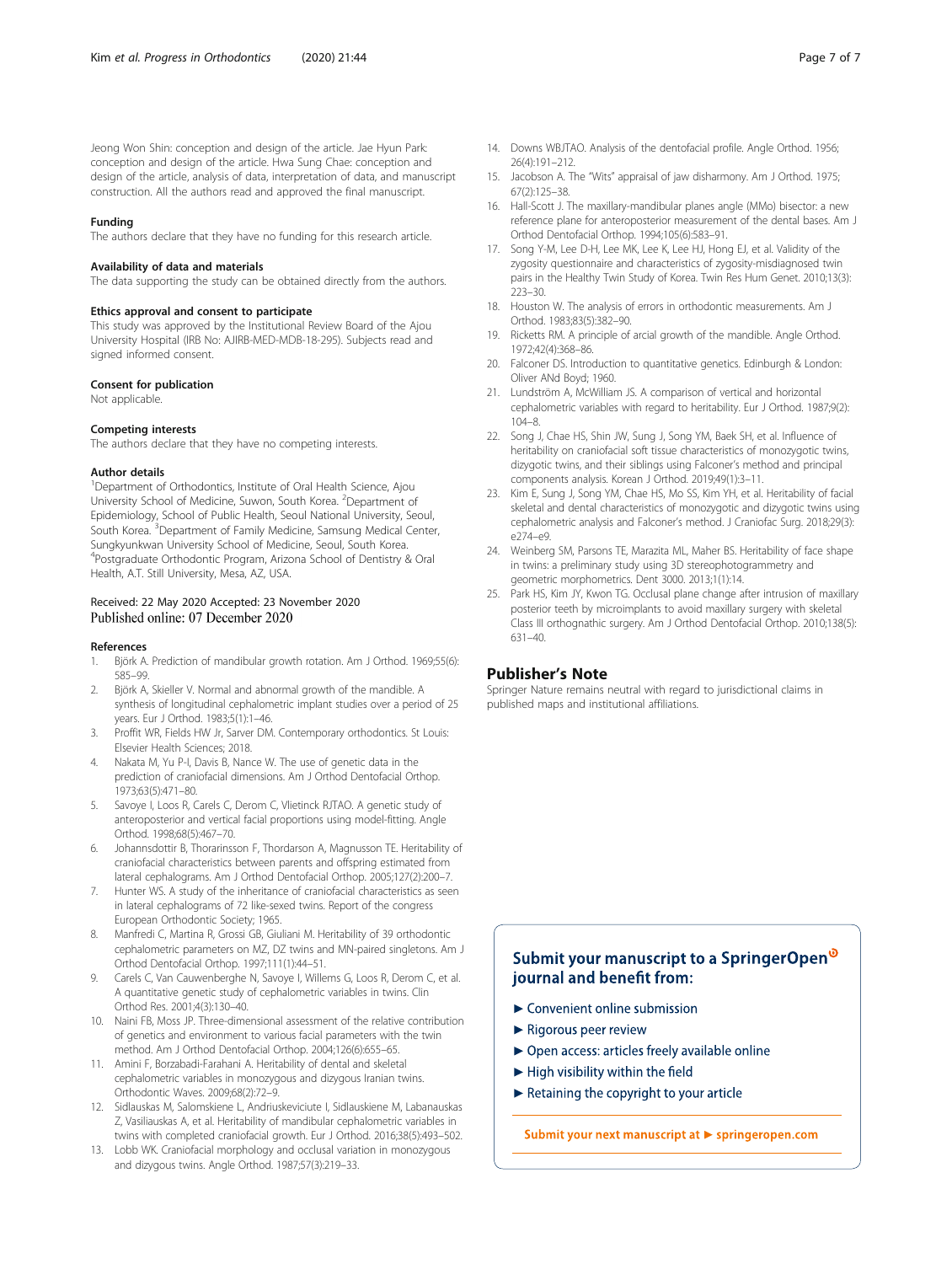Jeong Won Shin: conception and design of the article. Jae Hyun Park: conception and design of the article. Hwa Sung Chae: conception and design of the article, analysis of data, interpretation of data, and manuscript construction. All the authors read and approved the final manuscript.

#### Funding

The authors declare that they have no funding for this research article.

#### Availability of data and materials

The data supporting the study can be obtained directly from the authors.

#### Ethics approval and consent to participate

This study was approved by the Institutional Review Board of the Ajou University Hospital (IRB No: AJIRB-MED-MDB-18-295). Subjects read and signed informed consent.

#### Consent for publication

Not applicable.

#### Competing interests

The authors declare that they have no competing interests.

#### Author details

[1]Department of Orthodontics, Institute of Oral Health Science, Ajou University School of Medicine, Suwon, South Korea. [2]Department of Epidemiology, School of Public Health, Seoul National University, Seoul, South Korea. [3]Department of Family Medicine, Samsung Medical Center, Sungkyunkwan University School of Medicine, Seoul, South Korea. [4]Postgraduate Orthodontic Program, Arizona School of Dentistry & Oral Health, A.T. Still University, Mesa, AZ, USA.

Received: 22 May 2020 Accepted: 23 November 2020
Published online: 07 December 2020

#### References

1. Björk A. Prediction of mandibular growth rotation. Am J Orthod. 1969;55(6): 585–99.
2. Björk A, Skieller V. Normal and abnormal growth of the mandible. A synthesis of longitudinal cephalometric implant studies over a period of 25 years. Eur J Orthod. 1983;5(1):1–46.
3. Proffit WR, Fields HW Jr, Sarver DM. Contemporary orthodontics. St Louis: Elsevier Health Sciences; 2018.
4. Nakata M, Yu P-I, Davis B, Nance W. The use of genetic data in the prediction of craniofacial dimensions. Am J Orthod Dentofacial Orthop. 1973;63(5):471–80.
5. Savoye I, Loos R, Carels C, Derom C, Vlietinck RJTAO. A genetic study of anteroposterior and vertical facial proportions using model-fitting. Angle Orthod. 1998;68(5):467–70.
6. Johannsdottir B, Thorarinsson F, Thordarson A, Magnusson TE. Heritability of craniofacial characteristics between parents and offspring estimated from lateral cephalograms. Am J Orthod Dentofacial Orthop. 2005;127(2):200–7.
7. Hunter WS. A study of the inheritance of craniofacial characteristics as seen in lateral cephalograms of 72 like-sexed twins. Report of the congress European Orthodontic Society; 1965.
8. Manfredi C, Martina R, Grossi GB, Giuliani M. Heritability of 39 orthodontic cephalometric parameters on MZ, DZ twins and MN-paired singletons. Am J Orthod Dentofacial Orthop. 1997;111(1):44–51.
9. Carels C, Van Cauwenberghe N, Savoye I, Willems G, Loos R, Derom C, et al. A quantitative genetic study of cephalometric variables in twins. Clin Orthod Res. 2001;4(3):130–40.
10. Naini FB, Moss JP. Three-dimensional assessment of the relative contribution of genetics and environment to various facial parameters with the twin method. Am J Orthod Dentofacial Orthop. 2004;126(6):655–65.
11. Amini F, Borzabadi-Farahani A. Heritability of dental and skeletal cephalometric variables in monozygous and dizygous Iranian twins. Orthodontic Waves. 2009;68(2):72–9.
12. Sidlauskas M, Salomskiene L, Andriuskeviciute I, Sidlauskiene M, Labanauskas Z, Vasiliauskas A, et al. Heritability of mandibular cephalometric variables in twins with completed craniofacial growth. Eur J Orthod. 2016;38(5):493–502.
13. Lobb WK. Craniofacial morphology and occlusal variation in monozygous and dizygous twins. Angle Orthod. 1987;57(3):219–33.
14. Downs WBJTAO. Analysis of the dentofacial profile. Angle Orthod. 1956; 26(4):191–212.
15. Jacobson A. The "Wits" appraisal of jaw disharmony. Am J Orthod. 1975; 67(2):125–38.
16. Hall-Scott J. The maxillary-mandibular planes angle (MMo) bisector: a new reference plane for anteroposterior measurement of the dental bases. Am J Orthod Dentofacial Orthop. 1994;105(6):583–91.
17. Song Y-M, Lee D-H, Lee MK, Lee K, Lee HJ, Hong EJ, et al. Validity of the zygosity questionnaire and characteristics of zygosity-misdiagnosed twin pairs in the Healthy Twin Study of Korea. Twin Res Hum Genet. 2010;13(3): 223–30.
18. Houston W. The analysis of errors in orthodontic measurements. Am J Orthod. 1983;83(5):382–90.
19. Ricketts RM. A principle of arcial growth of the mandible. Angle Orthod. 1972;42(4):368–86.
20. Falconer DS. Introduction to quantitative genetics. Edinburgh & London: Oliver ANd Boyd; 1960.
21. Lundström A, McWilliam JS. A comparison of vertical and horizontal cephalometric variables with regard to heritability. Eur J Orthod. 1987;9(2): 104–8.
22. Song J, Chae HS, Shin JW, Sung J, Song YM, Baek SH, et al. Influence of heritability on craniofacial soft tissue characteristics of monozygotic twins, dizygotic twins, and their siblings using Falconer's method and principal components analysis. Korean J Orthod. 2019;49(1):3–11.
23. Kim E, Sung J, Song YM, Chae HS, Mo SS, Kim YH, et al. Heritability of facial skeletal and dental characteristics of monozygotic and dizygotic twins using cephalometric analysis and Falconer's method. J Craniofac Surg. 2018;29(3): e274–e9.
24. Weinberg SM, Parsons TE, Marazita ML, Maher BS. Heritability of face shape in twins: a preliminary study using 3D stereophotogrammetry and geometric morphometrics. Dent 3000. 2013;1(1):14.
25. Park HS, Kim JY, Kwon TG. Occlusal plane change after intrusion of maxillary posterior teeth by microimplants to avoid maxillary surgery with skeletal Class III orthognathic surgery. Am J Orthod Dentofacial Orthop. 2010;138(5): 631–40.

## Publisher's Note

Springer Nature remains neutral with regard to jurisdictional claims in published maps and institutional affiliations.